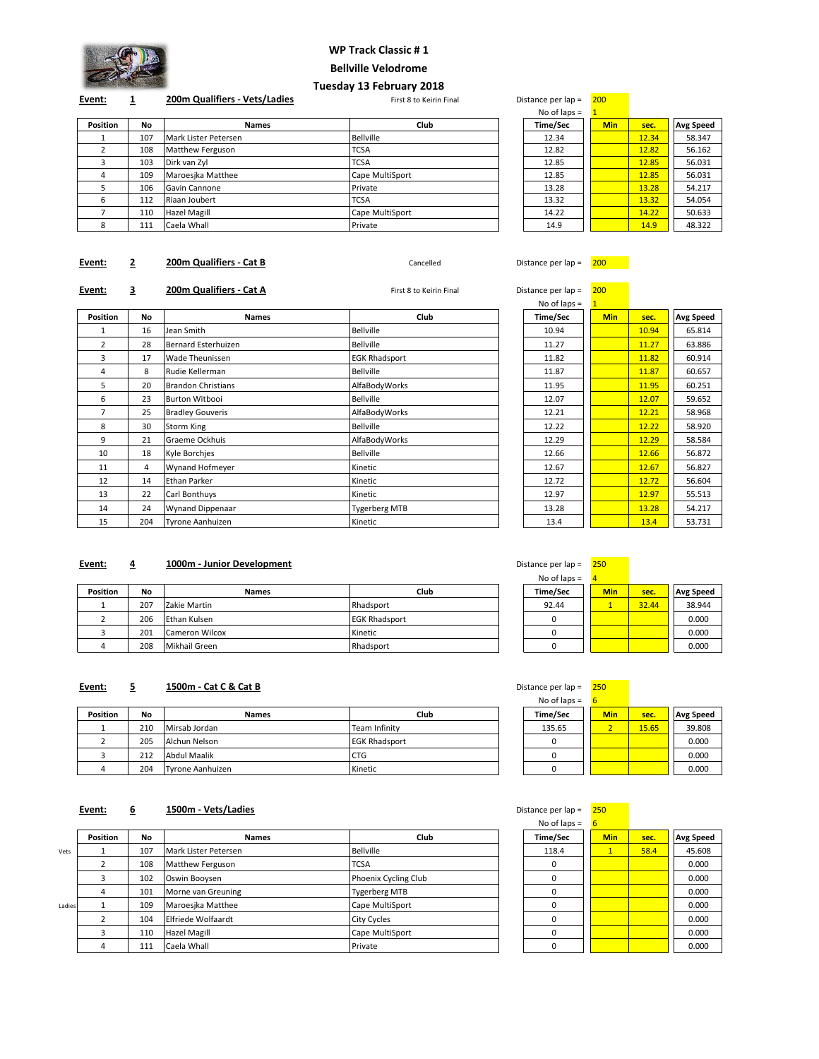# WP Track Classic # 1

## Bellville Velodrome

### Tuesday 13 February 2018

**Event: 1** — **200m Qualifiers - Vets/Ladies** — First 8 to Keirin Final

Distance per lap = 200
No of laps = 1

| Position | No | Names | Club | Time/Sec | Min | sec. | Avg Speed |
|---|---|---|---|---|---|---|---|
| 1 | 107 | Mark Lister Petersen | Bellville | 12.34 | | 12.34 | 58.347 |
| 2 | 108 | Matthew Ferguson | TCSA | 12.82 | | 12.82 | 56.162 |
| 3 | 103 | Dirk van Zyl | TCSA | 12.85 | | 12.85 | 56.031 |
| 4 | 109 | Maroesjka Matthee | Cape MultiSport | 12.85 | | 12.85 | 56.031 |
| 5 | 106 | Gavin Cannone | Private | 13.28 | | 13.28 | 54.217 |
| 6 | 112 | Riaan Joubert | TCSA | 13.32 | | 13.32 | 54.054 |
| 7 | 110 | Hazel Magill | Cape MultiSport | 14.22 | | 14.22 | 50.633 |
| 8 | 111 | Caela Whall | Private | 14.9 | | 14.9 | 48.322 |

**Event: 2** — **200m Qualifiers - Cat B** — Cancelled

Distance per lap = 200

**Event: 3** — **200m Qualifiers - Cat A** — First 8 to Keirin Final

Distance per lap = 200
No of laps = 1

| Position | No | Names | Club | Time/Sec | Min | sec. | Avg Speed |
|---|---|---|---|---|---|---|---|
| 1 | 16 | Jean Smith | Bellville | 10.94 | | 10.94 | 65.814 |
| 2 | 28 | Bernard Esterhuizen | Bellville | 11.27 | | 11.27 | 63.886 |
| 3 | 17 | Wade Theunissen | EGK Rhadsport | 11.82 | | 11.82 | 60.914 |
| 4 | 8 | Rudie Kellerman | Bellville | 11.87 | | 11.87 | 60.657 |
| 5 | 20 | Brandon Christians | AlfaBodyWorks | 11.95 | | 11.95 | 60.251 |
| 6 | 23 | Burton Witbooi | Bellville | 12.07 | | 12.07 | 59.652 |
| 7 | 25 | Bradley Gouveris | AlfaBodyWorks | 12.21 | | 12.21 | 58.968 |
| 8 | 30 | Storm King | Bellville | 12.22 | | 12.22 | 58.920 |
| 9 | 21 | Graeme Ockhuis | AlfaBodyWorks | 12.29 | | 12.29 | 58.584 |
| 10 | 18 | Kyle Borchjes | Bellville | 12.66 | | 12.66 | 56.872 |
| 11 | 4 | Wynand Hofmeyer | Kinetic | 12.67 | | 12.67 | 56.827 |
| 12 | 14 | Ethan Parker | Kinetic | 12.72 | | 12.72 | 56.604 |
| 13 | 22 | Carl Bonthuys | Kinetic | 12.97 | | 12.97 | 55.513 |
| 14 | 24 | Wynand Dippenaar | Tygerberg MTB | 13.28 | | 13.28 | 54.217 |
| 15 | 204 | Tyrone Aanhuizen | Kinetic | 13.4 | | 13.4 | 53.731 |

**Event: 4** — **1000m - Junior Development**

Distance per lap = 250
No of laps = 4

| Position | No | Names | Club | Time/Sec | Min | sec. | Avg Speed |
|---|---|---|---|---|---|---|---|
| 1 | 207 | Zakie Martin | Rhadsport | 92.44 | 1 | 32.44 | 38.944 |
| 2 | 206 | Ethan Kulsen | EGK Rhadsport | 0 | | | 0.000 |
| 3 | 201 | Cameron Wilcox | Kinetic | 0 | | | 0.000 |
| 4 | 208 | Mikhail Green | Rhadsport | 0 | | | 0.000 |

**Event: 5** — **1500m - Cat C & Cat B**

Distance per lap = 250
No of laps = 6

| Position | No | Names | Club | Time/Sec | Min | sec. | Avg Speed |
|---|---|---|---|---|---|---|---|
| 1 | 210 | Mirsab Jordan | Team Infinity | 135.65 | 2 | 15.65 | 39.808 |
| 2 | 205 | Alchun Nelson | EGK Rhadsport | 0 | | | 0.000 |
| 3 | 212 | Abdul Maalik | CTG | 0 | | | 0.000 |
| 4 | 204 | Tyrone Aanhuizen | Kinetic | 0 | | | 0.000 |

**Event: 6** — **1500m - Vets/Ladies**

Distance per lap = 250
No of laps = 6

| | Position | No | Names | Club | Time/Sec | Min | sec. | Avg Speed |
|---|---|---|---|---|---|---|---|---|
| Vets | 1 | 107 | Mark Lister Petersen | Bellville | 118.4 | 1 | 58.4 | 45.608 |
| | 2 | 108 | Matthew Ferguson | TCSA | 0 | | | 0.000 |
| | 3 | 102 | Oswin Booysen | Phoenix Cycling Club | 0 | | | 0.000 |
| | 4 | 101 | Morne van Greuning | Tygerberg MTB | 0 | | | 0.000 |
| Ladies | 1 | 109 | Maroesjka Matthee | Cape MultiSport | 0 | | | 0.000 |
| | 2 | 104 | Elfriede Wolfaardt | City Cycles | 0 | | | 0.000 |
| | 3 | 110 | Hazel Magill | Cape MultiSport | 0 | | | 0.000 |
| | 4 | 111 | Caela Whall | Private | 0 | | | 0.000 |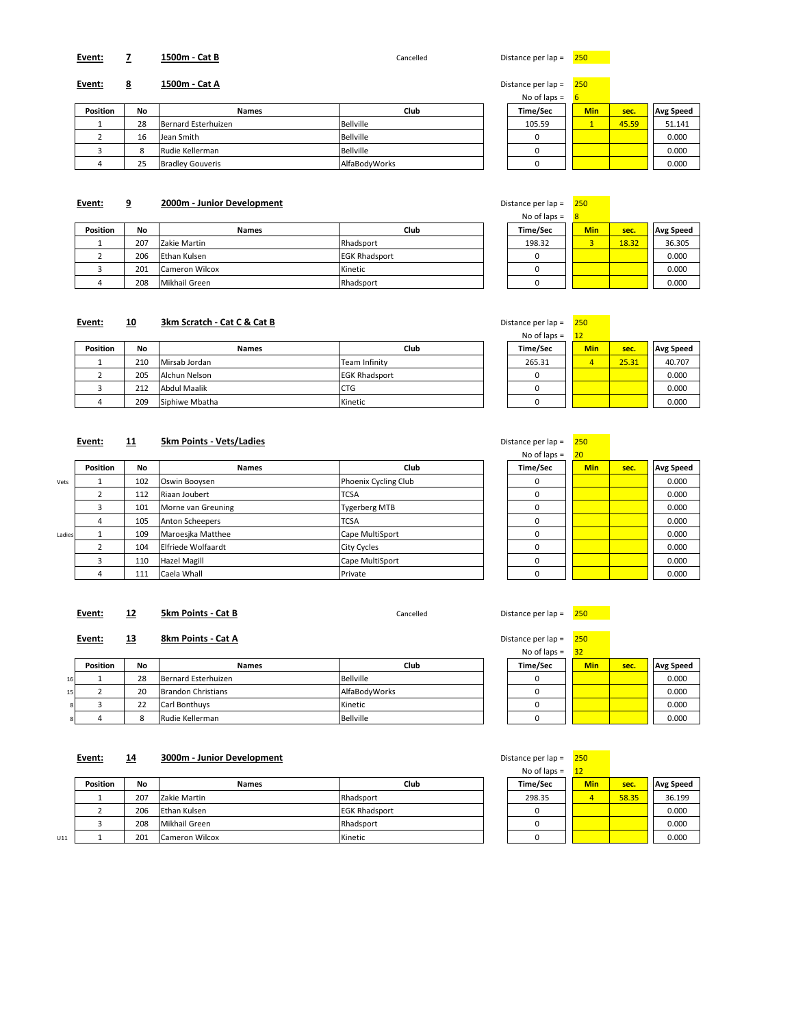**Event:** **7** **1500m - Cat B** Cancelled

Distance per lap = 250

**Event:** **8** **1500m - Cat A**

Distance per lap = 250
No of laps = 6

| Position | No | Names | Club | Time/Sec | Min | sec. | Avg Speed |
|---|---|---|---|---|---|---|---|
| 1 | 28 | Bernard Esterhuizen | Bellville | 105.59 | 1 | 45.59 | 51.141 |
| 2 | 16 | Jean Smith | Bellville | 0 | | | 0.000 |
| 3 | 8 | Rudie Kellerman | Bellville | 0 | | | 0.000 |
| 4 | 25 | Bradley Gouveris | AlfaBodyWorks | 0 | | | 0.000 |

**Event:** **9** **2000m - Junior Development**

Distance per lap = 250
No of laps = 8

| Position | No | Names | Club | Time/Sec | Min | sec. | Avg Speed |
|---|---|---|---|---|---|---|---|
| 1 | 207 | Zakie Martin | Rhadsport | 198.32 | 3 | 18.32 | 36.305 |
| 2 | 206 | Ethan Kulsen | EGK Rhadsport | 0 | | | 0.000 |
| 3 | 201 | Cameron Wilcox | Kinetic | 0 | | | 0.000 |
| 4 | 208 | Mikhail Green | Rhadsport | 0 | | | 0.000 |

**Event:** **10** **3km Scratch - Cat C & Cat B**

Distance per lap = 250
No of laps = 12

| Position | No | Names | Club | Time/Sec | Min | sec. | Avg Speed |
|---|---|---|---|---|---|---|---|
| 1 | 210 | Mirsab Jordan | Team Infinity | 265.31 | 4 | 25.31 | 40.707 |
| 2 | 205 | Alchun Nelson | EGK Rhadsport | 0 | | | 0.000 |
| 3 | 212 | Abdul Maalik | CTG | 0 | | | 0.000 |
| 4 | 209 | Siphiwe Mbatha | Kinetic | 0 | | | 0.000 |

**Event:** **11** **5km Points - Vets/Ladies**

Distance per lap = 250
No of laps = 20

| | Position | No | Names | Club | Time/Sec | Min | sec. | Avg Speed |
|---|---|---|---|---|---|---|---|---|
| Vets | 1 | 102 | Oswin Booysen | Phoenix Cycling Club | 0 | | | 0.000 |
| | 2 | 112 | Riaan Joubert | TCSA | 0 | | | 0.000 |
| | 3 | 101 | Morne van Greuning | Tygerberg MTB | 0 | | | 0.000 |
| | 4 | 105 | Anton Scheepers | TCSA | 0 | | | 0.000 |
| Ladies | 1 | 109 | Maroesjka Matthee | Cape MultiSport | 0 | | | 0.000 |
| | 2 | 104 | Elfriede Wolfaardt | City Cycles | 0 | | | 0.000 |
| | 3 | 110 | Hazel Magill | Cape MultiSport | 0 | | | 0.000 |
| | 4 | 111 | Caela Whall | Private | 0 | | | 0.000 |

**Event:** **12** **5km Points - Cat B** Cancelled

Distance per lap = 250

**Event:** **13** **8km Points - Cat A**

Distance per lap = 250
No of laps = 32

| | Position | No | Names | Club | Time/Sec | Min | sec. | Avg Speed |
|---|---|---|---|---|---|---|---|---|
| 16 | 1 | 28 | Bernard Esterhuizen | Bellville | 0 | | | 0.000 |
| 15 | 2 | 20 | Brandon Christians | AlfaBodyWorks | 0 | | | 0.000 |
| 8 | 3 | 22 | Carl Bonthuys | Kinetic | 0 | | | 0.000 |
| 8 | 4 | 8 | Rudie Kellerman | Bellville | 0 | | | 0.000 |

**Event:** **14** **3000m - Junior Development**

Distance per lap = 250
No of laps = 12

| | Position | No | Names | Club | Time/Sec | Min | sec. | Avg Speed |
|---|---|---|---|---|---|---|---|---|
| | 1 | 207 | Zakie Martin | Rhadsport | 298.35 | 4 | 58.35 | 36.199 |
| | 2 | 206 | Ethan Kulsen | EGK Rhadsport | 0 | | | 0.000 |
| | 3 | 208 | Mikhail Green | Rhadsport | 0 | | | 0.000 |
| U11 | 1 | 201 | Cameron Wilcox | Kinetic | 0 | | | 0.000 |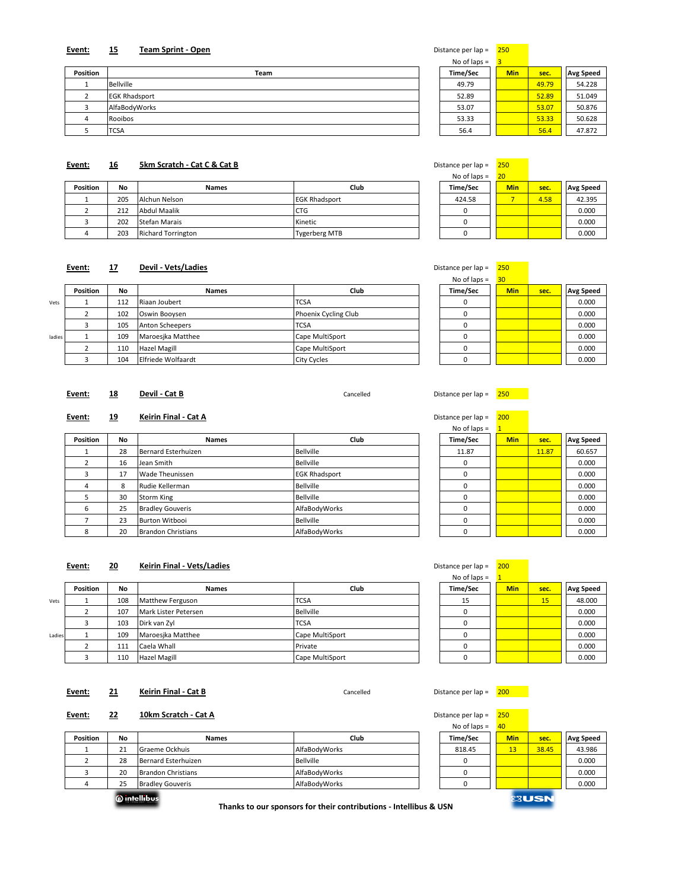**Event:** **15** **Team Sprint - Open**

Distance per lap = 250
No of laps = 3

| Position | Team | Time/Sec | Min | sec. | Avg Speed |
|---|---|---|---|---|---|
| 1 | Bellville | 49.79 | | 49.79 | 54.228 |
| 2 | EGK Rhadsport | 52.89 | | 52.89 | 51.049 |
| 3 | AlfaBodyWorks | 53.07 | | 53.07 | 50.876 |
| 4 | Rooibos | 53.33 | | 53.33 | 50.628 |
| 5 | TCSA | 56.4 | | 56.4 | 47.872 |

**Event:** **16** **5km Scratch - Cat C & Cat B**

Distance per lap = 250
No of laps = 20

| Position | No | Names | Club | Time/Sec | Min | sec. | Avg Speed |
|---|---|---|---|---|---|---|---|
| 1 | 205 | Alchun Nelson | EGK Rhadsport | 424.58 | 7 | 4.58 | 42.395 |
| 2 | 212 | Abdul Maalik | CTG | 0 | | | 0.000 |
| 3 | 202 | Stefan Marais | Kinetic | 0 | | | 0.000 |
| 4 | 203 | Richard Torrington | Tygerberg MTB | 0 | | | 0.000 |

**Event:** **17** **Devil - Vets/Ladies**

Distance per lap = 250
No of laps = 30

| | Position | No | Names | Club | Time/Sec | Min | sec. | Avg Speed |
|---|---|---|---|---|---|---|---|---|
| Vets | 1 | 112 | Riaan Joubert | TCSA | 0 | | | 0.000 |
| | 2 | 102 | Oswin Booysen | Phoenix Cycling Club | 0 | | | 0.000 |
| | 3 | 105 | Anton Scheepers | TCSA | 0 | | | 0.000 |
| ladies | 1 | 109 | Maroesjka Matthee | Cape MultiSport | 0 | | | 0.000 |
| | 2 | 110 | Hazel Magill | Cape MultiSport | 0 | | | 0.000 |
| | 3 | 104 | Elfriede Wolfaardt | City Cycles | 0 | | | 0.000 |

**Event:** **18** **Devil - Cat B** Cancelled

Distance per lap = 250

**Event:** **19** **Keirin Final - Cat A**

Distance per lap = 200
No of laps = 1

| Position | No | Names | Club | Time/Sec | Min | sec. | Avg Speed |
|---|---|---|---|---|---|---|---|
| 1 | 28 | Bernard Esterhuizen | Bellville | 11.87 | | 11.87 | 60.657 |
| 2 | 16 | Jean Smith | Bellville | 0 | | | 0.000 |
| 3 | 17 | Wade Theunissen | EGK Rhadsport | 0 | | | 0.000 |
| 4 | 8 | Rudie Kellerman | Bellville | 0 | | | 0.000 |
| 5 | 30 | Storm King | Bellville | 0 | | | 0.000 |
| 6 | 25 | Bradley Gouveris | AlfaBodyWorks | 0 | | | 0.000 |
| 7 | 23 | Burton Witbooi | Bellville | 0 | | | 0.000 |
| 8 | 20 | Brandon Christians | AlfaBodyWorks | 0 | | | 0.000 |

**Event:** **20** **Keirin Final - Vets/Ladies**

Distance per lap = 200
No of laps = 1

| | Position | No | Names | Club | Time/Sec | Min | sec. | Avg Speed |
|---|---|---|---|---|---|---|---|---|
| Vets | 1 | 108 | Matthew Ferguson | TCSA | 15 | | 15 | 48.000 |
| | 2 | 107 | Mark Lister Petersen | Bellville | 0 | | | 0.000 |
| | 3 | 103 | Dirk van Zyl | TCSA | 0 | | | 0.000 |
| Ladies | 1 | 109 | Maroesjka Matthee | Cape MultiSport | 0 | | | 0.000 |
| | 2 | 111 | Caela Whall | Private | 0 | | | 0.000 |
| | 3 | 110 | Hazel Magill | Cape MultiSport | 0 | | | 0.000 |

**Event:** **21** **Keirin Final - Cat B** Cancelled

Distance per lap = 200

**Event:** **22** **10km Scratch - Cat A**

Distance per lap = 250
No of laps = 40

| Position | No | Names | Club | Time/Sec | Min | sec. | Avg Speed |
|---|---|---|---|---|---|---|---|
| 1 | 21 | Graeme Ockhuis | AlfaBodyWorks | 818.45 | 13 | 38.45 | 43.986 |
| 2 | 28 | Bernard Esterhuizen | Bellville | 0 | | | 0.000 |
| 3 | 20 | Brandon Christians | AlfaBodyWorks | 0 | | | 0.000 |
| 4 | 25 | Bradley Gouveris | AlfaBodyWorks | 0 | | | 0.000 |

**Thanks to our sponsors for their contributions - Intellibus & USN**